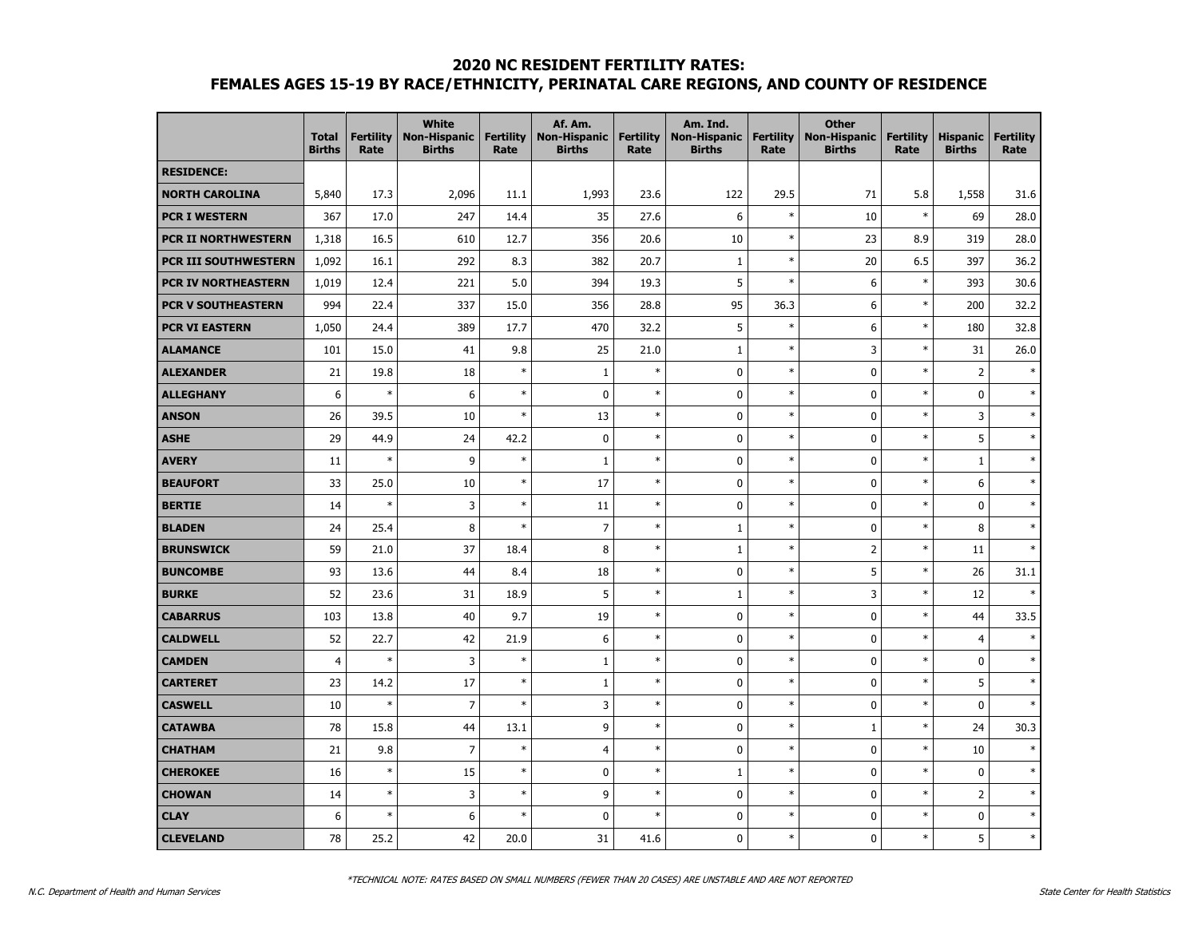# 2020 NC RESIDENT FERTILITY RATES:
# FEMALES AGES 15-19 BY RACE/ETHNICITY, PERINATAL CARE REGIONS, AND COUNTY OF RESIDENCE

| | Total Births | Fertility Rate | White Non-Hispanic Births | Fertility Rate | Af. Am. Non-Hispanic Births | Fertility Rate | Am. Ind. Non-Hispanic Births | Fertility Rate | Other Non-Hispanic Births | Fertility Rate | Hispanic Births | Fertility Rate |
|---|---|---|---|---|---|---|---|---|---|---|---|---|
| **RESIDENCE:** | | | | | | | | | | | | |
| **NORTH CAROLINA** | 5,840 | 17.3 | 2,096 | 11.1 | 1,993 | 23.6 | 122 | 29.5 | 71 | 5.8 | 1,558 | 31.6 |
| **PCR I WESTERN** | 367 | 17.0 | 247 | 14.4 | 35 | 27.6 | 6 | * | 10 | * | 69 | 28.0 |
| **PCR II NORTHWESTERN** | 1,318 | 16.5 | 610 | 12.7 | 356 | 20.6 | 10 | * | 23 | 8.9 | 319 | 28.0 |
| **PCR III SOUTHWESTERN** | 1,092 | 16.1 | 292 | 8.3 | 382 | 20.7 | 1 | * | 20 | 6.5 | 397 | 36.2 |
| **PCR IV NORTHEASTERN** | 1,019 | 12.4 | 221 | 5.0 | 394 | 19.3 | 5 | * | 6 | * | 393 | 30.6 |
| **PCR V SOUTHEASTERN** | 994 | 22.4 | 337 | 15.0 | 356 | 28.8 | 95 | 36.3 | 6 | * | 200 | 32.2 |
| **PCR VI EASTERN** | 1,050 | 24.4 | 389 | 17.7 | 470 | 32.2 | 5 | * | 6 | * | 180 | 32.8 |
| **ALAMANCE** | 101 | 15.0 | 41 | 9.8 | 25 | 21.0 | 1 | * | 3 | * | 31 | 26.0 |
| **ALEXANDER** | 21 | 19.8 | 18 | * | 1 | * | 0 | * | 0 | * | 2 | * |
| **ALLEGHANY** | 6 | * | 6 | * | 0 | * | 0 | * | 0 | * | 0 | * |
| **ANSON** | 26 | 39.5 | 10 | * | 13 | * | 0 | * | 0 | * | 3 | * |
| **ASHE** | 29 | 44.9 | 24 | 42.2 | 0 | * | 0 | * | 0 | * | 5 | * |
| **AVERY** | 11 | * | 9 | * | 1 | * | 0 | * | 0 | * | 1 | * |
| **BEAUFORT** | 33 | 25.0 | 10 | * | 17 | * | 0 | * | 0 | * | 6 | * |
| **BERTIE** | 14 | * | 3 | * | 11 | * | 0 | * | 0 | * | 0 | * |
| **BLADEN** | 24 | 25.4 | 8 | * | 7 | * | 1 | * | 0 | * | 8 | * |
| **BRUNSWICK** | 59 | 21.0 | 37 | 18.4 | 8 | * | 1 | * | 2 | * | 11 | * |
| **BUNCOMBE** | 93 | 13.6 | 44 | 8.4 | 18 | * | 0 | * | 5 | * | 26 | 31.1 |
| **BURKE** | 52 | 23.6 | 31 | 18.9 | 5 | * | 1 | * | 3 | * | 12 | * |
| **CABARRUS** | 103 | 13.8 | 40 | 9.7 | 19 | * | 0 | * | 0 | * | 44 | 33.5 |
| **CALDWELL** | 52 | 22.7 | 42 | 21.9 | 6 | * | 0 | * | 0 | * | 4 | * |
| **CAMDEN** | 4 | * | 3 | * | 1 | * | 0 | * | 0 | * | 0 | * |
| **CARTERET** | 23 | 14.2 | 17 | * | 1 | * | 0 | * | 0 | * | 5 | * |
| **CASWELL** | 10 | * | 7 | * | 3 | * | 0 | * | 0 | * | 0 | * |
| **CATAWBA** | 78 | 15.8 | 44 | 13.1 | 9 | * | 0 | * | 1 | * | 24 | 30.3 |
| **CHATHAM** | 21 | 9.8 | 7 | * | 4 | * | 0 | * | 0 | * | 10 | * |
| **CHEROKEE** | 16 | * | 15 | * | 0 | * | 1 | * | 0 | * | 0 | * |
| **CHOWAN** | 14 | * | 3 | * | 9 | * | 0 | * | 0 | * | 2 | * |
| **CLAY** | 6 | * | 6 | * | 0 | * | 0 | * | 0 | * | 0 | * |
| **CLEVELAND** | 78 | 25.2 | 42 | 20.0 | 31 | 41.6 | 0 | * | 0 | * | 5 | * |

*TECHNICAL NOTE: RATES BASED ON SMALL NUMBERS (FEWER THAN 20 CASES) ARE UNSTABLE AND ARE NOT REPORTED

N.C. Department of Health and Human Services

State Center for Health Statistics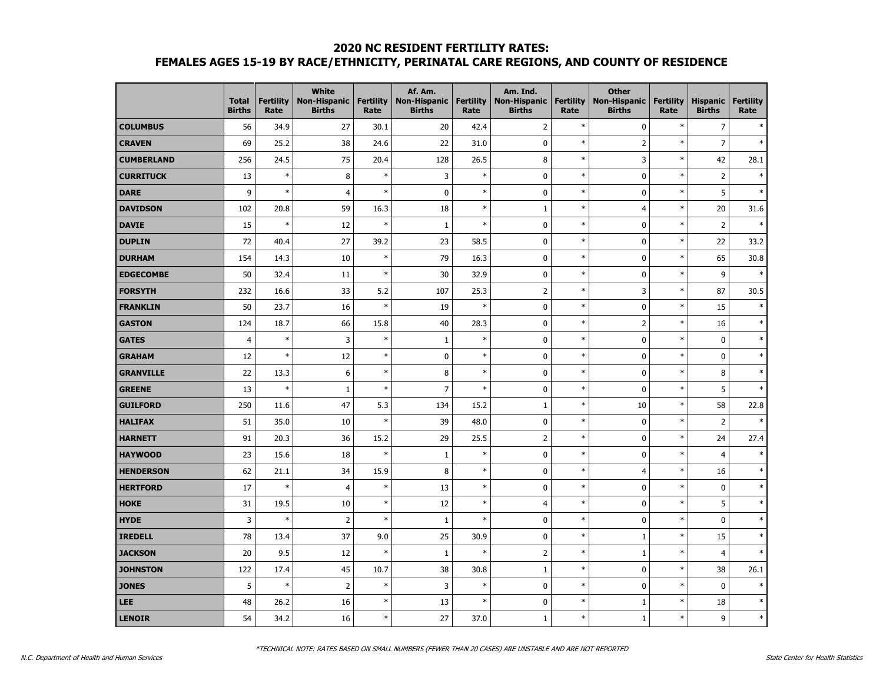# 2020 NC RESIDENT FERTILITY RATES:
## FEMALES AGES 15-19 BY RACE/ETHNICITY, PERINATAL CARE REGIONS, AND COUNTY OF RESIDENCE

| | Total Births | Fertility Rate | White Non-Hispanic Births | Fertility Rate | Af. Am. Non-Hispanic Births | Fertility Rate | Am. Ind. Non-Hispanic Births | Fertility Rate | Other Non-Hispanic Births | Fertility Rate | Hispanic Births | Fertility Rate |
|---|---|---|---|---|---|---|---|---|---|---|---|---|
| **COLUMBUS** | 56 | 34.9 | 27 | 30.1 | 20 | 42.4 | 2 | * | 0 | * | 7 | * |
| **CRAVEN** | 69 | 25.2 | 38 | 24.6 | 22 | 31.0 | 0 | * | 2 | * | 7 | * |
| **CUMBERLAND** | 256 | 24.5 | 75 | 20.4 | 128 | 26.5 | 8 | * | 3 | * | 42 | 28.1 |
| **CURRITUCK** | 13 | * | 8 | * | 3 | * | 0 | * | 0 | * | 2 | * |
| **DARE** | 9 | * | 4 | * | 0 | * | 0 | * | 0 | * | 5 | * |
| **DAVIDSON** | 102 | 20.8 | 59 | 16.3 | 18 | * | 1 | * | 4 | * | 20 | 31.6 |
| **DAVIE** | 15 | * | 12 | * | 1 | * | 0 | * | 0 | * | 2 | * |
| **DUPLIN** | 72 | 40.4 | 27 | 39.2 | 23 | 58.5 | 0 | * | 0 | * | 22 | 33.2 |
| **DURHAM** | 154 | 14.3 | 10 | * | 79 | 16.3 | 0 | * | 0 | * | 65 | 30.8 |
| **EDGECOMBE** | 50 | 32.4 | 11 | * | 30 | 32.9 | 0 | * | 0 | * | 9 | * |
| **FORSYTH** | 232 | 16.6 | 33 | 5.2 | 107 | 25.3 | 2 | * | 3 | * | 87 | 30.5 |
| **FRANKLIN** | 50 | 23.7 | 16 | * | 19 | * | 0 | * | 0 | * | 15 | * |
| **GASTON** | 124 | 18.7 | 66 | 15.8 | 40 | 28.3 | 0 | * | 2 | * | 16 | * |
| **GATES** | 4 | * | 3 | * | 1 | * | 0 | * | 0 | * | 0 | * |
| **GRAHAM** | 12 | * | 12 | * | 0 | * | 0 | * | 0 | * | 0 | * |
| **GRANVILLE** | 22 | 13.3 | 6 | * | 8 | * | 0 | * | 0 | * | 8 | * |
| **GREENE** | 13 | * | 1 | * | 7 | * | 0 | * | 0 | * | 5 | * |
| **GUILFORD** | 250 | 11.6 | 47 | 5.3 | 134 | 15.2 | 1 | * | 10 | * | 58 | 22.8 |
| **HALIFAX** | 51 | 35.0 | 10 | * | 39 | 48.0 | 0 | * | 0 | * | 2 | * |
| **HARNETT** | 91 | 20.3 | 36 | 15.2 | 29 | 25.5 | 2 | * | 0 | * | 24 | 27.4 |
| **HAYWOOD** | 23 | 15.6 | 18 | * | 1 | * | 0 | * | 0 | * | 4 | * |
| **HENDERSON** | 62 | 21.1 | 34 | 15.9 | 8 | * | 0 | * | 4 | * | 16 | * |
| **HERTFORD** | 17 | * | 4 | * | 13 | * | 0 | * | 0 | * | 0 | * |
| **HOKE** | 31 | 19.5 | 10 | * | 12 | * | 4 | * | 0 | * | 5 | * |
| **HYDE** | 3 | * | 2 | * | 1 | * | 0 | * | 0 | * | 0 | * |
| **IREDELL** | 78 | 13.4 | 37 | 9.0 | 25 | 30.9 | 0 | * | 1 | * | 15 | * |
| **JACKSON** | 20 | 9.5 | 12 | * | 1 | * | 2 | * | 1 | * | 4 | * |
| **JOHNSTON** | 122 | 17.4 | 45 | 10.7 | 38 | 30.8 | 1 | * | 0 | * | 38 | 26.1 |
| **JONES** | 5 | * | 2 | * | 3 | * | 0 | * | 0 | * | 0 | * |
| **LEE** | 48 | 26.2 | 16 | * | 13 | * | 0 | * | 1 | * | 18 | * |
| **LENOIR** | 54 | 34.2 | 16 | * | 27 | 37.0 | 1 | * | 1 | * | 9 | * |

*TECHNICAL NOTE: RATES BASED ON SMALL NUMBERS (FEWER THAN 20 CASES) ARE UNSTABLE AND ARE NOT REPORTED

N.C. Department of Health and Human Services

State Center for Health Statistics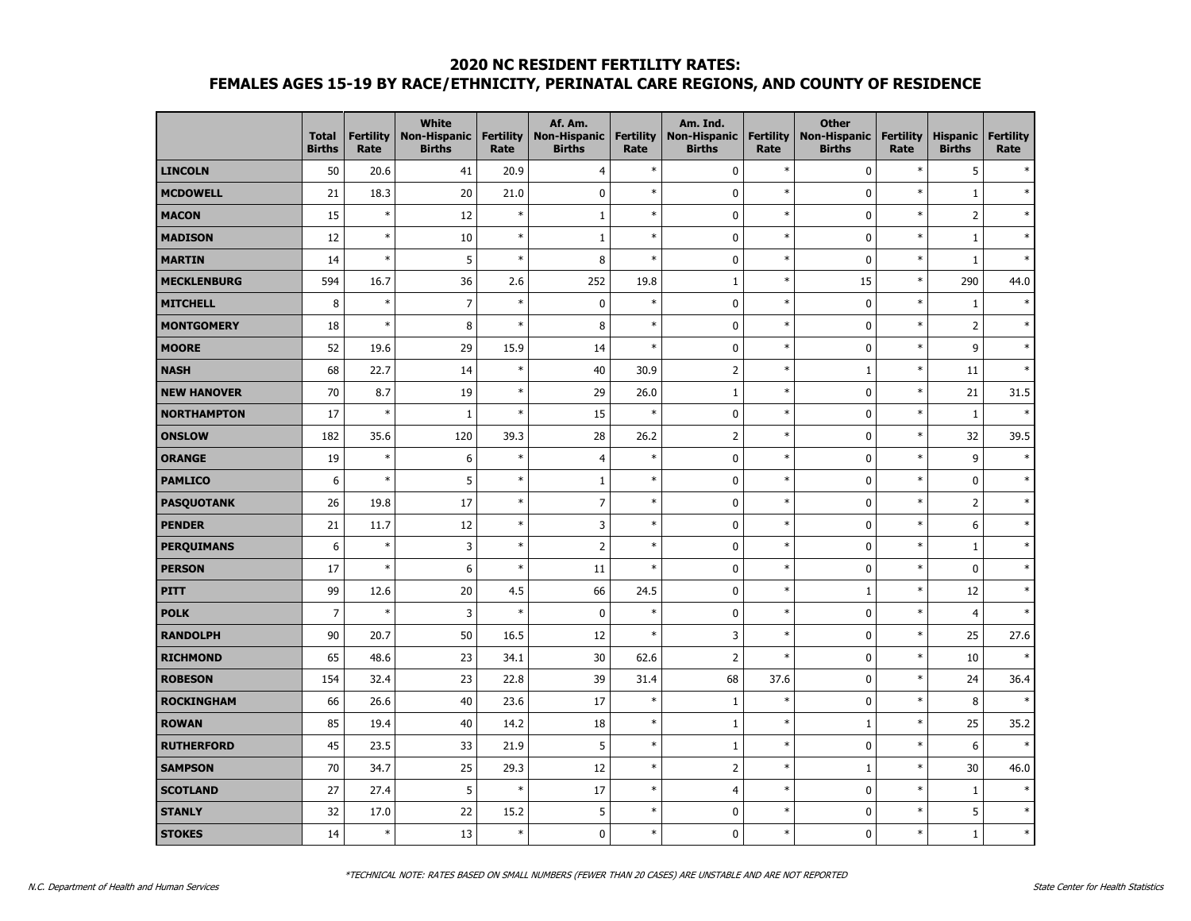## 2020 NC RESIDENT FERTILITY RATES:
## FEMALES AGES 15-19 BY RACE/ETHNICITY, PERINATAL CARE REGIONS, AND COUNTY OF RESIDENCE

| | Total Births | Fertility Rate | White Non-Hispanic Births | Fertility Rate | Af. Am. Non-Hispanic Births | Fertility Rate | Am. Ind. Non-Hispanic Births | Fertility Rate | Other Non-Hispanic Births | Fertility Rate | Hispanic Births | Fertility Rate |
|---|---|---|---|---|---|---|---|---|---|---|---|---|
| **LINCOLN** | 50 | 20.6 | 41 | 20.9 | 4 | * | 0 | * | 0 | * | 5 | * |
| **MCDOWELL** | 21 | 18.3 | 20 | 21.0 | 0 | * | 0 | * | 0 | * | 1 | * |
| **MACON** | 15 | * | 12 | * | 1 | * | 0 | * | 0 | * | 2 | * |
| **MADISON** | 12 | * | 10 | * | 1 | * | 0 | * | 0 | * | 1 | * |
| **MARTIN** | 14 | * | 5 | * | 8 | * | 0 | * | 0 | * | 1 | * |
| **MECKLENBURG** | 594 | 16.7 | 36 | 2.6 | 252 | 19.8 | 1 | * | 15 | * | 290 | 44.0 |
| **MITCHELL** | 8 | * | 7 | * | 0 | * | 0 | * | 0 | * | 1 | * |
| **MONTGOMERY** | 18 | * | 8 | * | 8 | * | 0 | * | 0 | * | 2 | * |
| **MOORE** | 52 | 19.6 | 29 | 15.9 | 14 | * | 0 | * | 0 | * | 9 | * |
| **NASH** | 68 | 22.7 | 14 | * | 40 | 30.9 | 2 | * | 1 | * | 11 | * |
| **NEW HANOVER** | 70 | 8.7 | 19 | * | 29 | 26.0 | 1 | * | 0 | * | 21 | 31.5 |
| **NORTHAMPTON** | 17 | * | 1 | * | 15 | * | 0 | * | 0 | * | 1 | * |
| **ONSLOW** | 182 | 35.6 | 120 | 39.3 | 28 | 26.2 | 2 | * | 0 | * | 32 | 39.5 |
| **ORANGE** | 19 | * | 6 | * | 4 | * | 0 | * | 0 | * | 9 | * |
| **PAMLICO** | 6 | * | 5 | * | 1 | * | 0 | * | 0 | * | 0 | * |
| **PASQUOTANK** | 26 | 19.8 | 17 | * | 7 | * | 0 | * | 0 | * | 2 | * |
| **PENDER** | 21 | 11.7 | 12 | * | 3 | * | 0 | * | 0 | * | 6 | * |
| **PERQUIMANS** | 6 | * | 3 | * | 2 | * | 0 | * | 0 | * | 1 | * |
| **PERSON** | 17 | * | 6 | * | 11 | * | 0 | * | 0 | * | 0 | * |
| **PITT** | 99 | 12.6 | 20 | 4.5 | 66 | 24.5 | 0 | * | 1 | * | 12 | * |
| **POLK** | 7 | * | 3 | * | 0 | * | 0 | * | 0 | * | 4 | * |
| **RANDOLPH** | 90 | 20.7 | 50 | 16.5 | 12 | * | 3 | * | 0 | * | 25 | 27.6 |
| **RICHMOND** | 65 | 48.6 | 23 | 34.1 | 30 | 62.6 | 2 | * | 0 | * | 10 | * |
| **ROBESON** | 154 | 32.4 | 23 | 22.8 | 39 | 31.4 | 68 | 37.6 | 0 | * | 24 | 36.4 |
| **ROCKINGHAM** | 66 | 26.6 | 40 | 23.6 | 17 | * | 1 | * | 0 | * | 8 | * |
| **ROWAN** | 85 | 19.4 | 40 | 14.2 | 18 | * | 1 | * | 1 | * | 25 | 35.2 |
| **RUTHERFORD** | 45 | 23.5 | 33 | 21.9 | 5 | * | 1 | * | 0 | * | 6 | * |
| **SAMPSON** | 70 | 34.7 | 25 | 29.3 | 12 | * | 2 | * | 1 | * | 30 | 46.0 |
| **SCOTLAND** | 27 | 27.4 | 5 | * | 17 | * | 4 | * | 0 | * | 1 | * |
| **STANLY** | 32 | 17.0 | 22 | 15.2 | 5 | * | 0 | * | 0 | * | 5 | * |
| **STOKES** | 14 | * | 13 | * | 0 | * | 0 | * | 0 | * | 1 | * |

*TECHNICAL NOTE: RATES BASED ON SMALL NUMBERS (FEWER THAN 20 CASES) ARE UNSTABLE AND ARE NOT REPORTED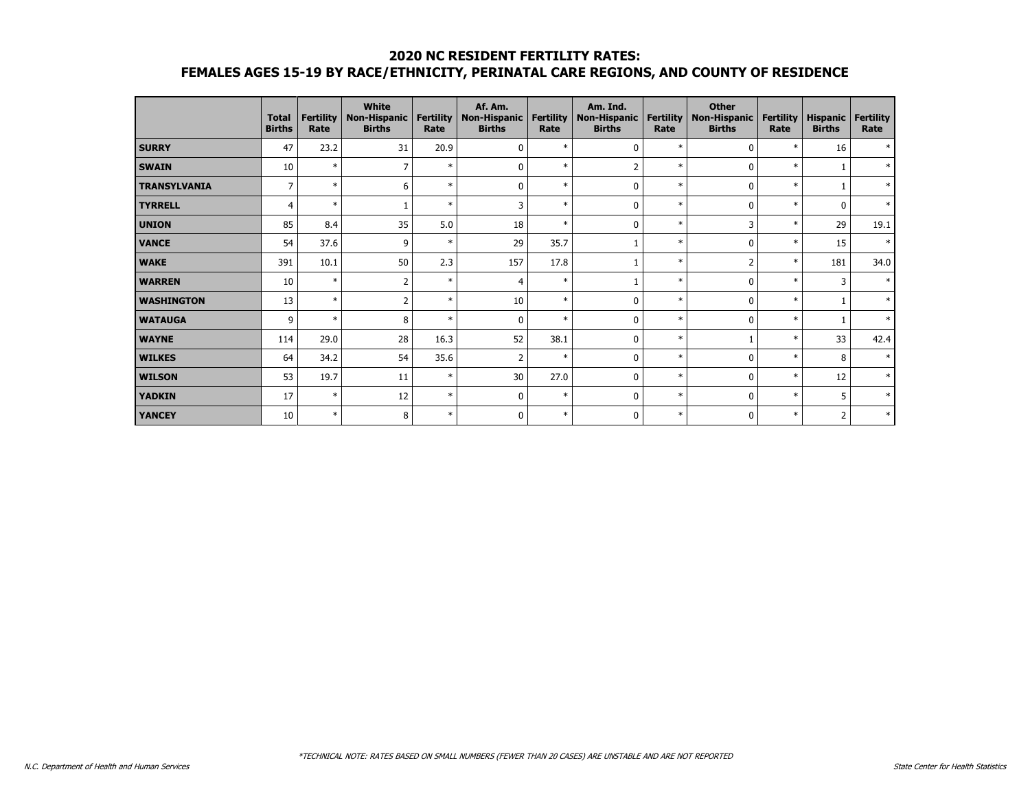## 2020 NC RESIDENT FERTILITY RATES:
## FEMALES AGES 15-19 BY RACE/ETHNICITY, PERINATAL CARE REGIONS, AND COUNTY OF RESIDENCE

| | Total Births | Fertility Rate | White Non-Hispanic Births | Fertility Rate | Af. Am. Non-Hispanic Births | Fertility Rate | Am. Ind. Non-Hispanic Births | Fertility Rate | Other Non-Hispanic Births | Fertility Rate | Hispanic Births | Fertility Rate |
|---|---|---|---|---|---|---|---|---|---|---|---|---|
| **SURRY** | 47 | 23.2 | 31 | 20.9 | 0 | * | 0 | * | 0 | * | 16 | * |
| **SWAIN** | 10 | * | 7 | * | 0 | * | 2 | * | 0 | * | 1 | * |
| **TRANSYLVANIA** | 7 | * | 6 | * | 0 | * | 0 | * | 0 | * | 1 | * |
| **TYRRELL** | 4 | * | 1 | * | 3 | * | 0 | * | 0 | * | 0 | * |
| **UNION** | 85 | 8.4 | 35 | 5.0 | 18 | * | 0 | * | 3 | * | 29 | 19.1 |
| **VANCE** | 54 | 37.6 | 9 | * | 29 | 35.7 | 1 | * | 0 | * | 15 | * |
| **WAKE** | 391 | 10.1 | 50 | 2.3 | 157 | 17.8 | 1 | * | 2 | * | 181 | 34.0 |
| **WARREN** | 10 | * | 2 | * | 4 | * | 1 | * | 0 | * | 3 | * |
| **WASHINGTON** | 13 | * | 2 | * | 10 | * | 0 | * | 0 | * | 1 | * |
| **WATAUGA** | 9 | * | 8 | * | 0 | * | 0 | * | 0 | * | 1 | * |
| **WAYNE** | 114 | 29.0 | 28 | 16.3 | 52 | 38.1 | 0 | * | 1 | * | 33 | 42.4 |
| **WILKES** | 64 | 34.2 | 54 | 35.6 | 2 | * | 0 | * | 0 | * | 8 | * |
| **WILSON** | 53 | 19.7 | 11 | * | 30 | 27.0 | 0 | * | 0 | * | 12 | * |
| **YADKIN** | 17 | * | 12 | * | 0 | * | 0 | * | 0 | * | 5 | * |
| **YANCEY** | 10 | * | 8 | * | 0 | * | 0 | * | 0 | * | 2 | * |

*TECHNICAL NOTE: RATES BASED ON SMALL NUMBERS (FEWER THAN 20 CASES) ARE UNSTABLE AND ARE NOT REPORTED